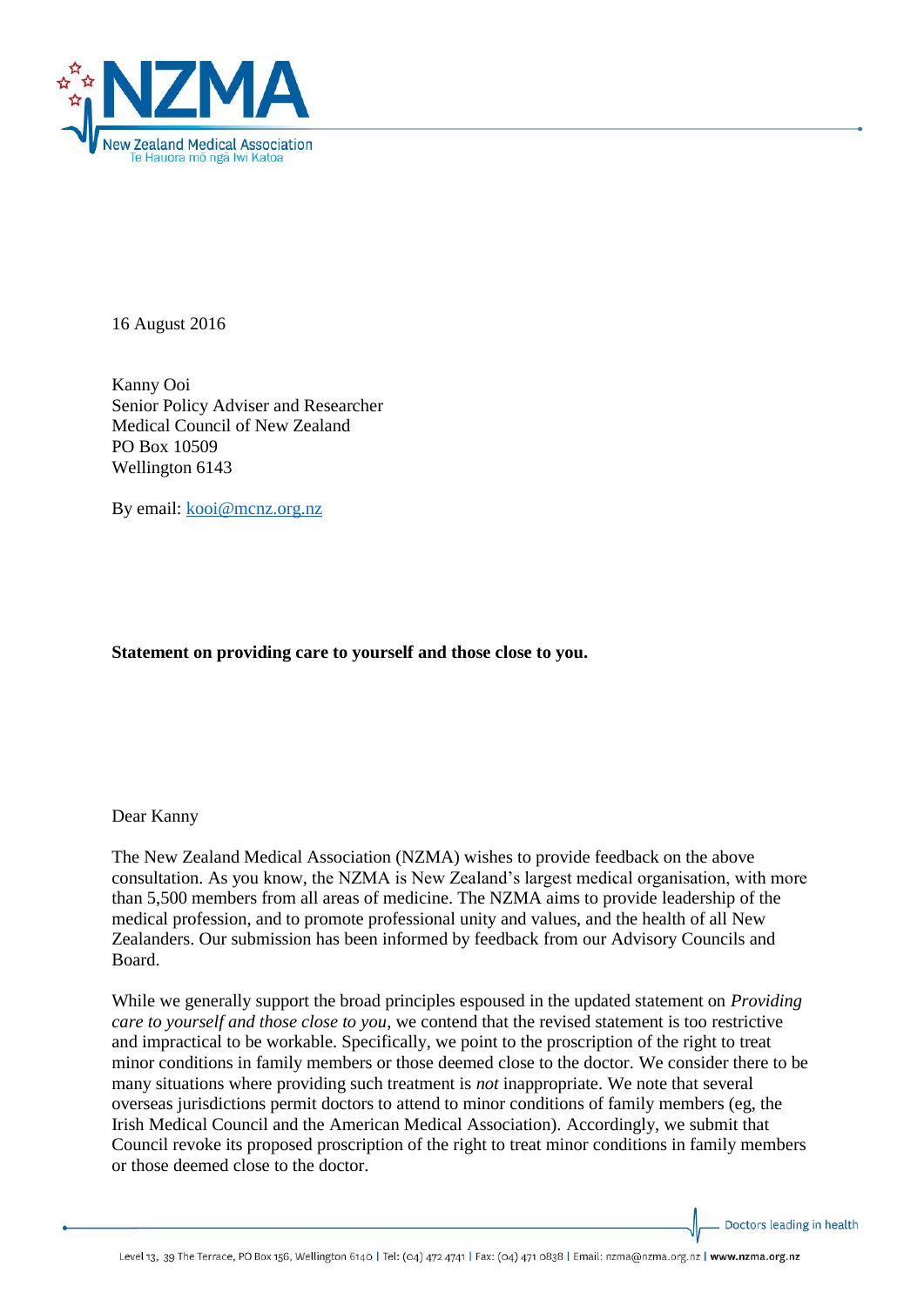16 August 2016

Kanny Ooi
Senior Policy Adviser and Researcher
Medical Council of New Zealand
PO Box 10509
Wellington 6143

By email: kooi@mcnz.org.nz

**Statement on providing care to yourself and those close to you.**

Dear Kanny

The New Zealand Medical Association (NZMA) wishes to provide feedback on the above consultation. As you know, the NZMA is New Zealand's largest medical organisation, with more than 5,500 members from all areas of medicine. The NZMA aims to provide leadership of the medical profession, and to promote professional unity and values, and the health of all New Zealanders. Our submission has been informed by feedback from our Advisory Councils and Board.

While we generally support the broad principles espoused in the updated statement on *Providing care to yourself and those close to you*, we contend that the revised statement is too restrictive and impractical to be workable. Specifically, we point to the proscription of the right to treat minor conditions in family members or those deemed close to the doctor. We consider there to be many situations where providing such treatment is *not* inappropriate. We note that several overseas jurisdictions permit doctors to attend to minor conditions of family members (eg, the Irish Medical Council and the American Medical Association). Accordingly, we submit that Council revoke its proposed proscription of the right to treat minor conditions in family members or those deemed close to the doctor.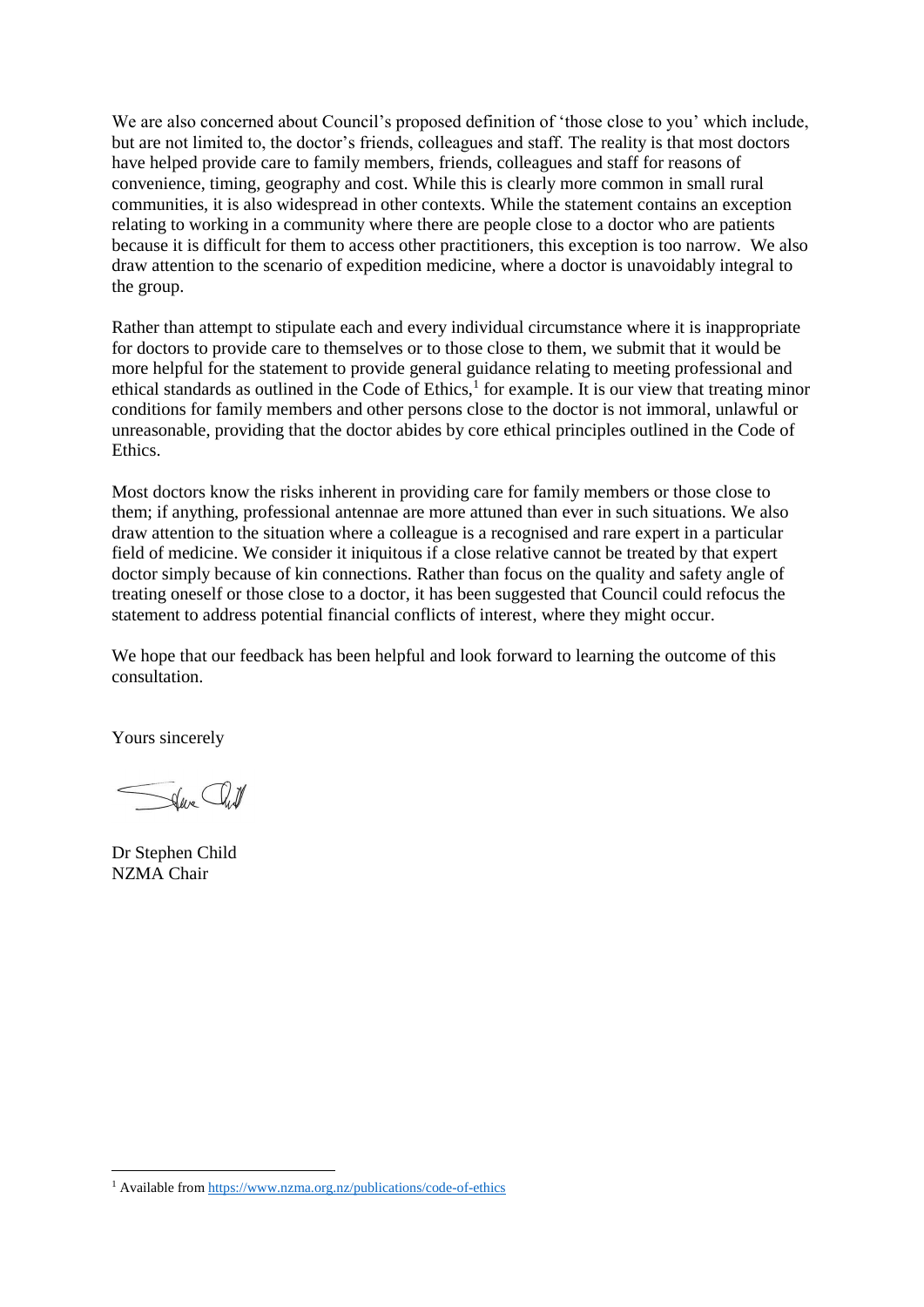We are also concerned about Council's proposed definition of 'those close to you' which include, but are not limited to, the doctor's friends, colleagues and staff. The reality is that most doctors have helped provide care to family members, friends, colleagues and staff for reasons of convenience, timing, geography and cost. While this is clearly more common in small rural communities, it is also widespread in other contexts. While the statement contains an exception relating to working in a community where there are people close to a doctor who are patients because it is difficult for them to access other practitioners, this exception is too narrow. We also draw attention to the scenario of expedition medicine, where a doctor is unavoidably integral to the group.

Rather than attempt to stipulate each and every individual circumstance where it is inappropriate for doctors to provide care to themselves or to those close to them, we submit that it would be more helpful for the statement to provide general guidance relating to meeting professional and ethical standards as outlined in the Code of Ethics,[1] for example. It is our view that treating minor conditions for family members and other persons close to the doctor is not immoral, unlawful or unreasonable, providing that the doctor abides by core ethical principles outlined in the Code of Ethics.

Most doctors know the risks inherent in providing care for family members or those close to them; if anything, professional antennae are more attuned than ever in such situations. We also draw attention to the situation where a colleague is a recognised and rare expert in a particular field of medicine. We consider it iniquitous if a close relative cannot be treated by that expert doctor simply because of kin connections. Rather than focus on the quality and safety angle of treating oneself or those close to a doctor, it has been suggested that Council could refocus the statement to address potential financial conflicts of interest, where they might occur.

We hope that our feedback has been helpful and look forward to learning the outcome of this consultation.

Yours sincerely

Dr Stephen Child
NZMA Chair

---

[1] Available from https://www.nzma.org.nz/publications/code-of-ethics